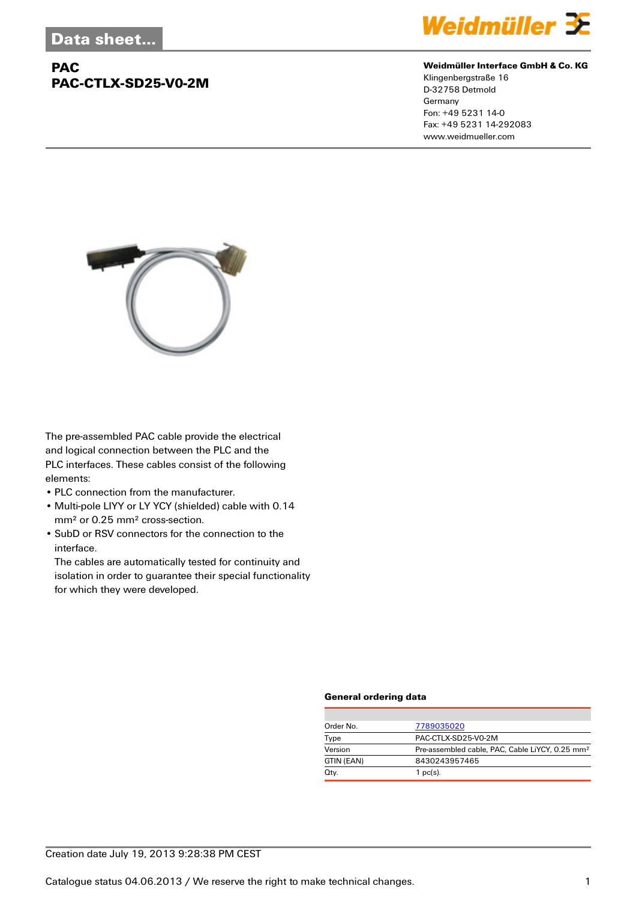# PAC
# PAC-CTLX-SD25-V0-2M

**Weidmüller Interface GmbH & Co. KG**
Klingenbergstraße 16
D-32758 Detmold
Germany
Fon: +49 5231 14-0
Fax: +49 5231 14-292083
www.weidmueller.com

The pre-assembled PAC cable provide the electrical and logical connection between the PLC and the PLC interfaces. These cables consist of the following elements:

- PLC connection from the manufacturer.
- Multi-pole LIYY or LY YCY (shielded) cable with 0.14 mm² or 0.25 mm² cross-section.
- SubD or RSV connectors for the connection to the interface.
  The cables are automatically tested for continuity and isolation in order to guarantee their special functionality for which they were developed.

### General ordering data

| | |
|---|---|
| Order No. | 7789035020 |
| Type | PAC-CTLX-SD25-V0-2M |
| Version | Pre-assembled cable, PAC, Cable LiYCY, 0.25 mm² |
| GTIN (EAN) | 8430243957465 |
| Qty. | 1 pc(s). |

Creation date July 19, 2013 9:28:38 PM CEST

Catalogue status 04.06.2013 / We reserve the right to make technical changes.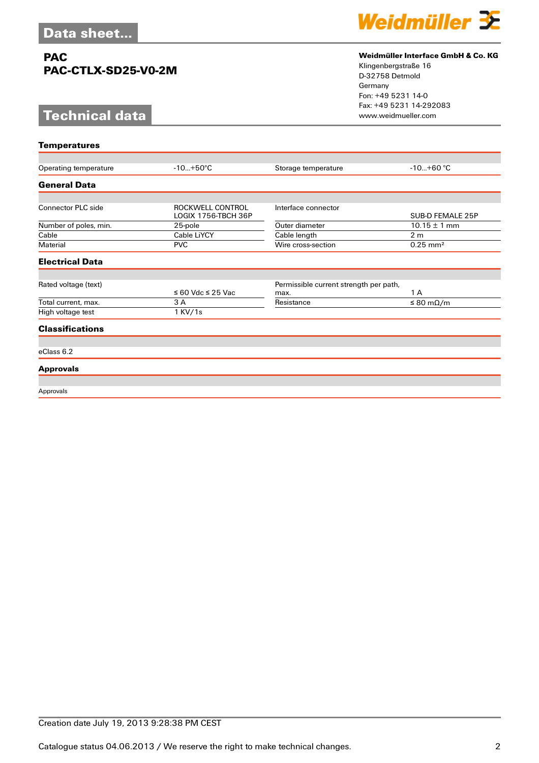# Data sheet...

## PAC
## PAC-CTLX-SD25-V0-2M

**Weidmüller Interface GmbH & Co. KG**
Klingenbergstraße 16
D-32758 Detmold
Germany
Fon: +49 5231 14-0
Fax: +49 5231 14-292083
www.weidmueller.com

# Technical data

### Temperatures

| | | | |
|---|---|---|---|
| Operating temperature | -10...+50°C | Storage temperature | -10...+60 °C |

### General Data

| | | | |
|---|---|---|---|
| Connector PLC side | ROCKWELL CONTROL LOGIX 1756-TBCH 36P | Interface connector | SUB-D FEMALE 25P |
| Number of poles, min. | 25-pole | Outer diameter | 10.15 ± 1 mm |
| Cable | Cable LiYCY | Cable length | 2 m |
| Material | PVC | Wire cross-section | 0.25 mm² |

### Electrical Data

| | | | |
|---|---|---|---|
| Rated voltage (text) | ≤ 60 Vdc ≤ 25 Vac | Permissible current strength per path, max. | 1 A |
| Total current, max. | 3 A | Resistance | ≤ 80 mΩ/m |
| High voltage test | 1 KV/1s | | |

### Classifications

eClass 6.2

### Approvals

Approvals

Creation date July 19, 2013 9:28:38 PM CEST

Catalogue status 04.06.2013 / We reserve the right to make technical changes.